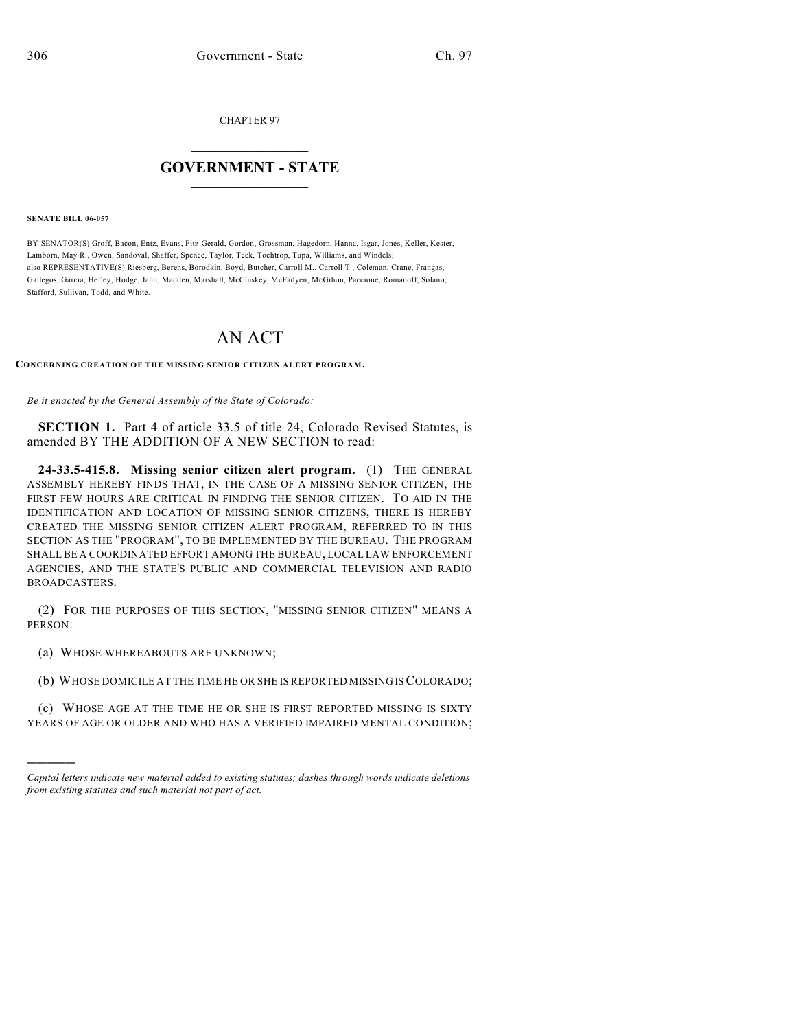CHAPTER 97

# GOVERNMENT - STATE

**SENATE BILL 06-057**

BY SENATOR(S) Groff, Bacon, Entz, Evans, Fitz-Gerald, Gordon, Grossman, Hagedorn, Hanna, Isgar, Jones, Keller, Kester, Lamborn, May R., Owen, Sandoval, Shaffer, Spence, Taylor, Teck, Tochtrop, Tupa, Williams, and Windels;
also REPRESENTATIVE(S) Riesberg, Berens, Borodkin, Boyd, Butcher, Carroll M., Carroll T., Coleman, Crane, Frangas, Gallegos, Garcia, Hefley, Hodge, Jahn, Madden, Marshall, McCluskey, McFadyen, McGihon, Paccione, Romanoff, Solano, Stafford, Sullivan, Todd, and White.

# AN ACT

**CONCERNING CREATION OF THE MISSING SENIOR CITIZEN ALERT PROGRAM.**

*Be it enacted by the General Assembly of the State of Colorado:*

**SECTION 1.** Part 4 of article 33.5 of title 24, Colorado Revised Statutes, is amended BY THE ADDITION OF A NEW SECTION to read:

**24-33.5-415.8. Missing senior citizen alert program.** (1) THE GENERAL ASSEMBLY HEREBY FINDS THAT, IN THE CASE OF A MISSING SENIOR CITIZEN, THE FIRST FEW HOURS ARE CRITICAL IN FINDING THE SENIOR CITIZEN. TO AID IN THE IDENTIFICATION AND LOCATION OF MISSING SENIOR CITIZENS, THERE IS HEREBY CREATED THE MISSING SENIOR CITIZEN ALERT PROGRAM, REFERRED TO IN THIS SECTION AS THE "PROGRAM", TO BE IMPLEMENTED BY THE BUREAU. THE PROGRAM SHALL BE A COORDINATED EFFORT AMONG THE BUREAU, LOCAL LAW ENFORCEMENT AGENCIES, AND THE STATE'S PUBLIC AND COMMERCIAL TELEVISION AND RADIO BROADCASTERS.

(2) FOR THE PURPOSES OF THIS SECTION, "MISSING SENIOR CITIZEN" MEANS A PERSON:

(a) WHOSE WHEREABOUTS ARE UNKNOWN;

(b) WHOSE DOMICILE AT THE TIME HE OR SHE IS REPORTED MISSING IS COLORADO;

(c) WHOSE AGE AT THE TIME HE OR SHE IS FIRST REPORTED MISSING IS SIXTY YEARS OF AGE OR OLDER AND WHO HAS A VERIFIED IMPAIRED MENTAL CONDITION;

*Capital letters indicate new material added to existing statutes; dashes through words indicate deletions from existing statutes and such material not part of act.*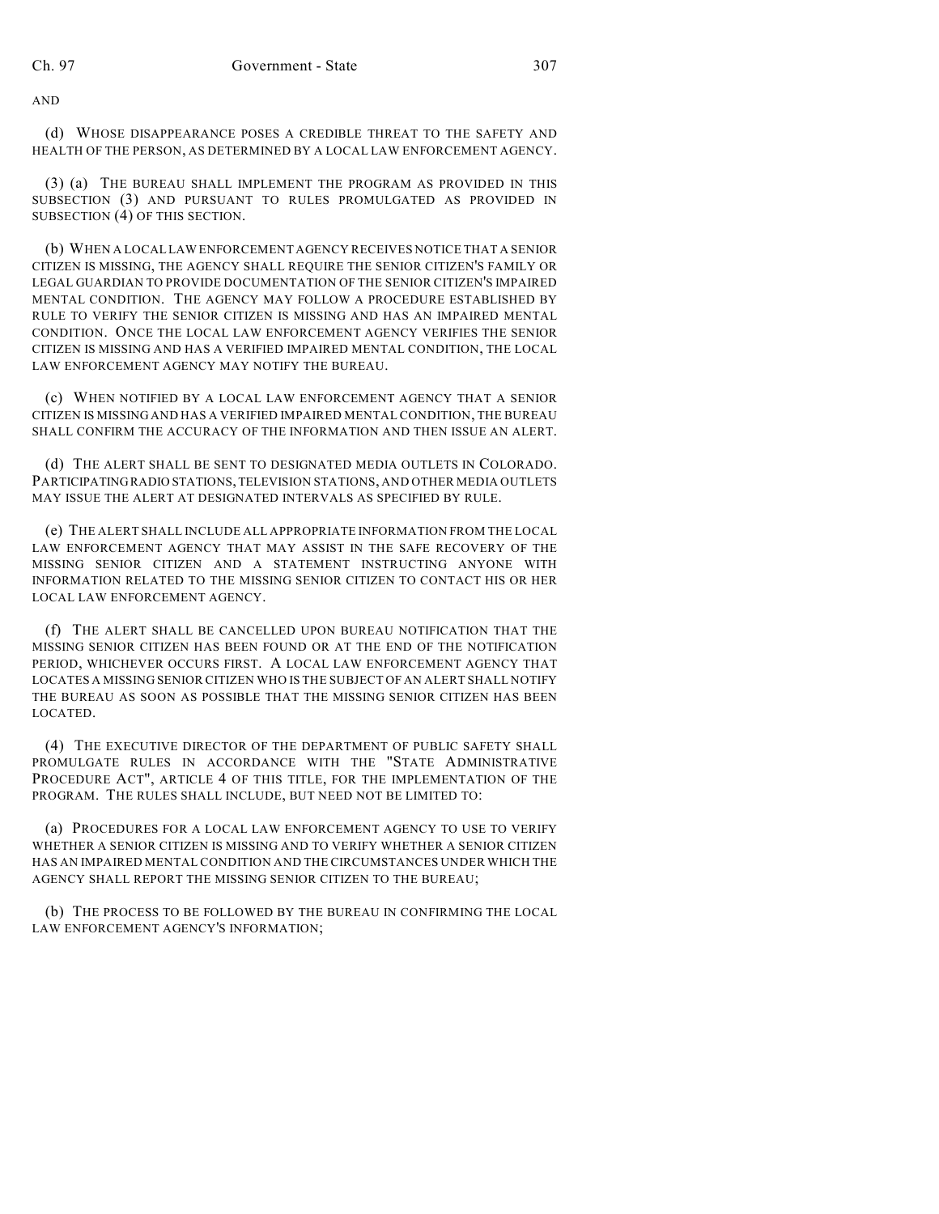AND

(d) WHOSE DISAPPEARANCE POSES A CREDIBLE THREAT TO THE SAFETY AND HEALTH OF THE PERSON, AS DETERMINED BY A LOCAL LAW ENFORCEMENT AGENCY.

(3) (a) THE BUREAU SHALL IMPLEMENT THE PROGRAM AS PROVIDED IN THIS SUBSECTION (3) AND PURSUANT TO RULES PROMULGATED AS PROVIDED IN SUBSECTION (4) OF THIS SECTION.

(b) WHEN A LOCAL LAW ENFORCEMENT AGENCY RECEIVES NOTICE THAT A SENIOR CITIZEN IS MISSING, THE AGENCY SHALL REQUIRE THE SENIOR CITIZEN'S FAMILY OR LEGAL GUARDIAN TO PROVIDE DOCUMENTATION OF THE SENIOR CITIZEN'S IMPAIRED MENTAL CONDITION. THE AGENCY MAY FOLLOW A PROCEDURE ESTABLISHED BY RULE TO VERIFY THE SENIOR CITIZEN IS MISSING AND HAS AN IMPAIRED MENTAL CONDITION. ONCE THE LOCAL LAW ENFORCEMENT AGENCY VERIFIES THE SENIOR CITIZEN IS MISSING AND HAS A VERIFIED IMPAIRED MENTAL CONDITION, THE LOCAL LAW ENFORCEMENT AGENCY MAY NOTIFY THE BUREAU.

(c) WHEN NOTIFIED BY A LOCAL LAW ENFORCEMENT AGENCY THAT A SENIOR CITIZEN IS MISSING AND HAS A VERIFIED IMPAIRED MENTAL CONDITION, THE BUREAU SHALL CONFIRM THE ACCURACY OF THE INFORMATION AND THEN ISSUE AN ALERT.

(d) THE ALERT SHALL BE SENT TO DESIGNATED MEDIA OUTLETS IN COLORADO. PARTICIPATING RADIO STATIONS, TELEVISION STATIONS, AND OTHER MEDIA OUTLETS MAY ISSUE THE ALERT AT DESIGNATED INTERVALS AS SPECIFIED BY RULE.

(e) THE ALERT SHALL INCLUDE ALL APPROPRIATE INFORMATION FROM THE LOCAL LAW ENFORCEMENT AGENCY THAT MAY ASSIST IN THE SAFE RECOVERY OF THE MISSING SENIOR CITIZEN AND A STATEMENT INSTRUCTING ANYONE WITH INFORMATION RELATED TO THE MISSING SENIOR CITIZEN TO CONTACT HIS OR HER LOCAL LAW ENFORCEMENT AGENCY.

(f) THE ALERT SHALL BE CANCELLED UPON BUREAU NOTIFICATION THAT THE MISSING SENIOR CITIZEN HAS BEEN FOUND OR AT THE END OF THE NOTIFICATION PERIOD, WHICHEVER OCCURS FIRST. A LOCAL LAW ENFORCEMENT AGENCY THAT LOCATES A MISSING SENIOR CITIZEN WHO IS THE SUBJECT OF AN ALERT SHALL NOTIFY THE BUREAU AS SOON AS POSSIBLE THAT THE MISSING SENIOR CITIZEN HAS BEEN LOCATED.

(4) THE EXECUTIVE DIRECTOR OF THE DEPARTMENT OF PUBLIC SAFETY SHALL PROMULGATE RULES IN ACCORDANCE WITH THE "STATE ADMINISTRATIVE PROCEDURE ACT", ARTICLE 4 OF THIS TITLE, FOR THE IMPLEMENTATION OF THE PROGRAM. THE RULES SHALL INCLUDE, BUT NEED NOT BE LIMITED TO:

(a) PROCEDURES FOR A LOCAL LAW ENFORCEMENT AGENCY TO USE TO VERIFY WHETHER A SENIOR CITIZEN IS MISSING AND TO VERIFY WHETHER A SENIOR CITIZEN HAS AN IMPAIRED MENTAL CONDITION AND THE CIRCUMSTANCES UNDER WHICH THE AGENCY SHALL REPORT THE MISSING SENIOR CITIZEN TO THE BUREAU;

(b) THE PROCESS TO BE FOLLOWED BY THE BUREAU IN CONFIRMING THE LOCAL LAW ENFORCEMENT AGENCY'S INFORMATION;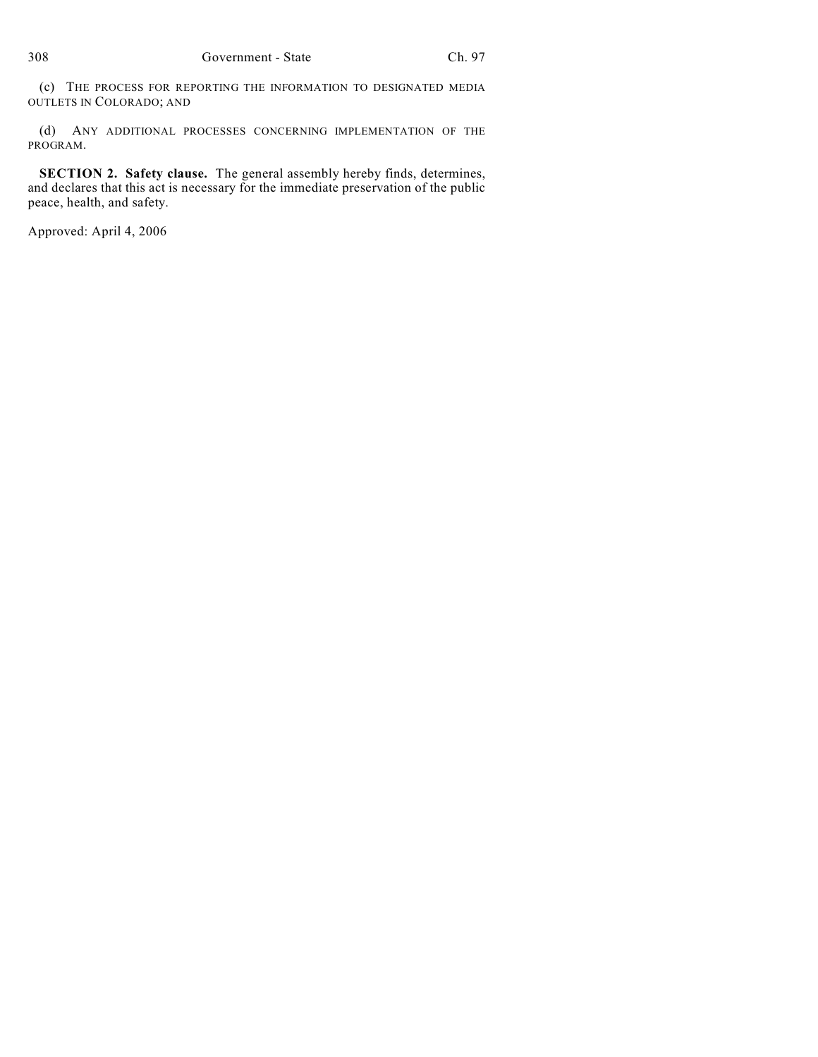(c) THE PROCESS FOR REPORTING THE INFORMATION TO DESIGNATED MEDIA OUTLETS IN COLORADO; AND

(d) ANY ADDITIONAL PROCESSES CONCERNING IMPLEMENTATION OF THE PROGRAM.

**SECTION 2. Safety clause.** The general assembly hereby finds, determines, and declares that this act is necessary for the immediate preservation of the public peace, health, and safety.

Approved: April 4, 2006